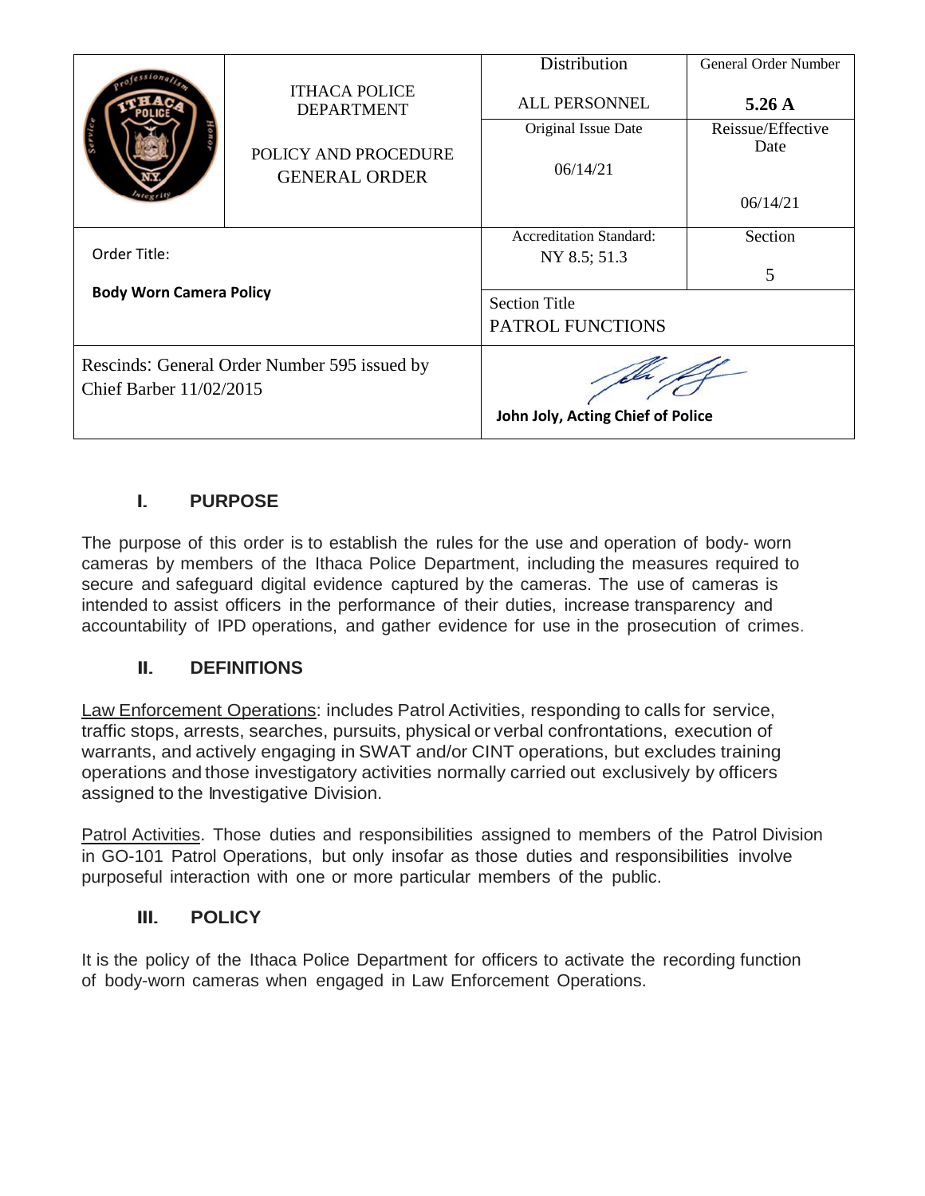| | ITHACA POLICE DEPARTMENT<br><br>POLICY AND PROCEDURE GENERAL ORDER | Distribution<br><br>ALL PERSONNEL | General Order Number<br><br>**5.26 A** |
|---|---|---|---|
| | | Original Issue Date<br><br>06/14/21 | Reissue/Effective Date<br><br>06/14/21 |
| Order Title:<br><br>**Body Worn Camera Policy** | | Accreditation Standard:<br>NY 8.5; 51.3 | Section<br><br>5 |
| | | Section Title<br>PATROL FUNCTIONS | |
| Rescinds: General Order Number 595 issued by Chief Barber 11/02/2015 | | **John Joly, Acting Chief of Police** | |

## I. PURPOSE

The purpose of this order is to establish the rules for the use and operation of body- worn cameras by members of the Ithaca Police Department, including the measures required to secure and safeguard digital evidence captured by the cameras. The use of cameras is intended to assist officers in the performance of their duties, increase transparency and accountability of IPD operations, and gather evidence for use in the prosecution of crimes.

## II. DEFINITIONS

Law Enforcement Operations: includes Patrol Activities, responding to calls for service, traffic stops, arrests, searches, pursuits, physical or verbal confrontations, execution of warrants, and actively engaging in SWAT and/or CINT operations, but excludes training operations and those investigatory activities normally carried out exclusively by officers assigned to the Investigative Division.

Patrol Activities. Those duties and responsibilities assigned to members of the Patrol Division in GO-101 Patrol Operations, but only insofar as those duties and responsibilities involve purposeful interaction with one or more particular members of the public.

## III. POLICY

It is the policy of the Ithaca Police Department for officers to activate the recording function of body-worn cameras when engaged in Law Enforcement Operations.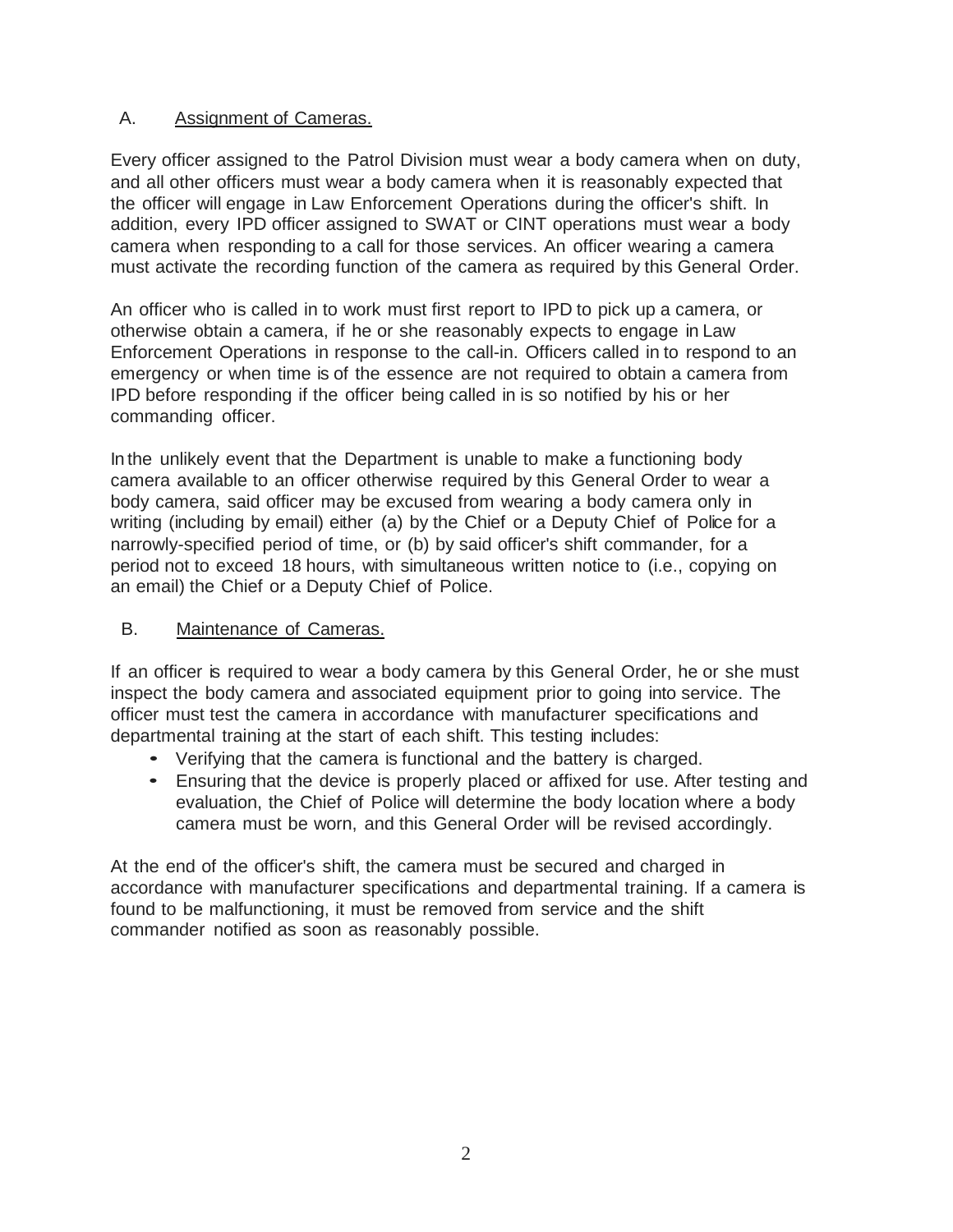### A. Assignment of Cameras.

Every officer assigned to the Patrol Division must wear a body camera when on duty, and all other officers must wear a body camera when it is reasonably expected that the officer will engage in Law Enforcement Operations during the officer's shift. In addition, every IPD officer assigned to SWAT or CINT operations must wear a body camera when responding to a call for those services. An officer wearing a camera must activate the recording function of the camera as required by this General Order.

An officer who is called in to work must first report to IPD to pick up a camera, or otherwise obtain a camera, if he or she reasonably expects to engage in Law Enforcement Operations in response to the call-in. Officers called in to respond to an emergency or when time is of the essence are not required to obtain a camera from IPD before responding if the officer being called in is so notified by his or her commanding officer.

In the unlikely event that the Department is unable to make a functioning body camera available to an officer otherwise required by this General Order to wear a body camera, said officer may be excused from wearing a body camera only in writing (including by email) either (a) by the Chief or a Deputy Chief of Police for a narrowly-specified period of time, or (b) by said officer's shift commander, for a period not to exceed 18 hours, with simultaneous written notice to (i.e., copying on an email) the Chief or a Deputy Chief of Police.

### B. Maintenance of Cameras.

If an officer is required to wear a body camera by this General Order, he or she must inspect the body camera and associated equipment prior to going into service. The officer must test the camera in accordance with manufacturer specifications and departmental training at the start of each shift. This testing includes:

- Verifying that the camera is functional and the battery is charged.
- Ensuring that the device is properly placed or affixed for use. After testing and evaluation, the Chief of Police will determine the body location where a body camera must be worn, and this General Order will be revised accordingly.

At the end of the officer's shift, the camera must be secured and charged in accordance with manufacturer specifications and departmental training. If a camera is found to be malfunctioning, it must be removed from service and the shift commander notified as soon as reasonably possible.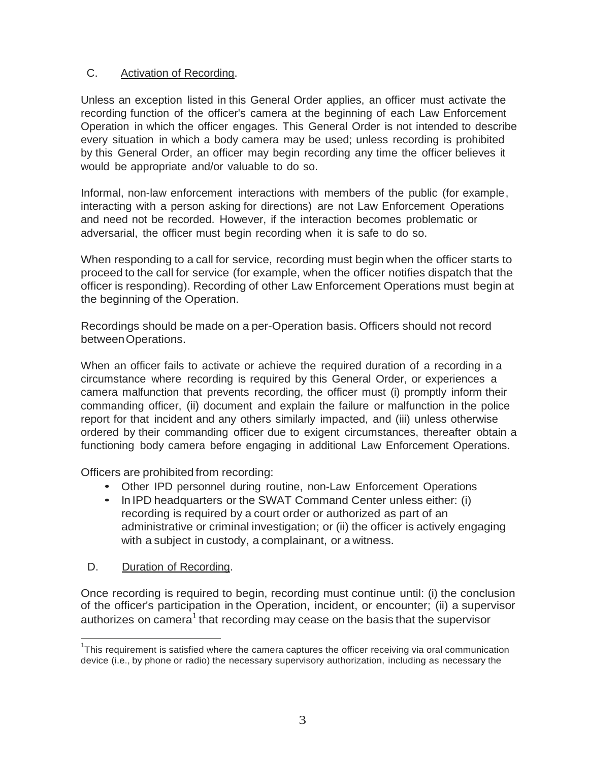C. Activation of Recording.

Unless an exception listed in this General Order applies, an officer must activate the recording function of the officer's camera at the beginning of each Law Enforcement Operation in which the officer engages. This General Order is not intended to describe every situation in which a body camera may be used; unless recording is prohibited by this General Order, an officer may begin recording any time the officer believes it would be appropriate and/or valuable to do so.

Informal, non-law enforcement interactions with members of the public (for example, interacting with a person asking for directions) are not Law Enforcement Operations and need not be recorded. However, if the interaction becomes problematic or adversarial, the officer must begin recording when it is safe to do so.

When responding to a call for service, recording must begin when the officer starts to proceed to the call for service (for example, when the officer notifies dispatch that the officer is responding). Recording of other Law Enforcement Operations must begin at the beginning of the Operation.

Recordings should be made on a per-Operation basis. Officers should not record between Operations.

When an officer fails to activate or achieve the required duration of a recording in a circumstance where recording is required by this General Order, or experiences a camera malfunction that prevents recording, the officer must (i) promptly inform their commanding officer, (ii) document and explain the failure or malfunction in the police report for that incident and any others similarly impacted, and (iii) unless otherwise ordered by their commanding officer due to exigent circumstances, thereafter obtain a functioning body camera before engaging in additional Law Enforcement Operations.

Officers are prohibited from recording:

- Other IPD personnel during routine, non-Law Enforcement Operations
- In IPD headquarters or the SWAT Command Center unless either: (i) recording is required by a court order or authorized as part of an administrative or criminal investigation; or (ii) the officer is actively engaging with a subject in custody, a complainant, or a witness.

D. Duration of Recording.

Once recording is required to begin, recording must continue until: (i) the conclusion of the officer's participation in the Operation, incident, or encounter; (ii) a supervisor authorizes on camera[1] that recording may cease on the basis that the supervisor

[1] This requirement is satisfied where the camera captures the officer receiving via oral communication device (i.e., by phone or radio) the necessary supervisory authorization, including as necessary the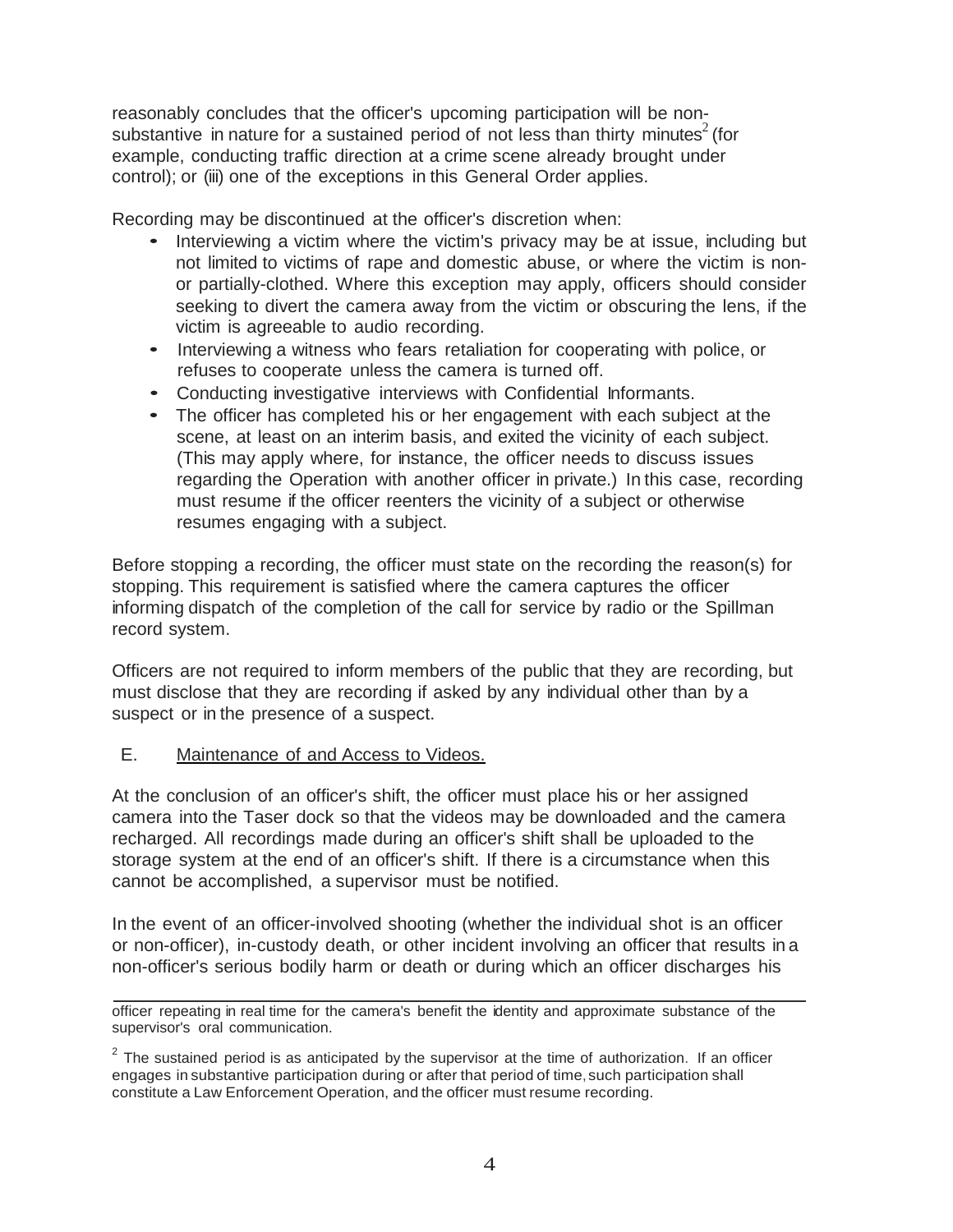reasonably concludes that the officer's upcoming participation will be non-substantive in nature for a sustained period of not less than thirty minutes[2] (for example, conducting traffic direction at a crime scene already brought under control); or (iii) one of the exceptions in this General Order applies.

Recording may be discontinued at the officer's discretion when:

- Interviewing a victim where the victim's privacy may be at issue, including but not limited to victims of rape and domestic abuse, or where the victim is non- or partially-clothed. Where this exception may apply, officers should consider seeking to divert the camera away from the victim or obscuring the lens, if the victim is agreeable to audio recording.
- Interviewing a witness who fears retaliation for cooperating with police, or refuses to cooperate unless the camera is turned off.
- Conducting investigative interviews with Confidential Informants.
- The officer has completed his or her engagement with each subject at the scene, at least on an interim basis, and exited the vicinity of each subject. (This may apply where, for instance, the officer needs to discuss issues regarding the Operation with another officer in private.) In this case, recording must resume if the officer reenters the vicinity of a subject or otherwise resumes engaging with a subject.

Before stopping a recording, the officer must state on the recording the reason(s) for stopping. This requirement is satisfied where the camera captures the officer informing dispatch of the completion of the call for service by radio or the Spillman record system.

Officers are not required to inform members of the public that they are recording, but must disclose that they are recording if asked by any individual other than by a suspect or in the presence of a suspect.

E. <u>Maintenance of and Access to Videos.</u>

At the conclusion of an officer's shift, the officer must place his or her assigned camera into the Taser dock so that the videos may be downloaded and the camera recharged. All recordings made during an officer's shift shall be uploaded to the storage system at the end of an officer's shift. If there is a circumstance when this cannot be accomplished, a supervisor must be notified.

In the event of an officer-involved shooting (whether the individual shot is an officer or non-officer), in-custody death, or other incident involving an officer that results in a non-officer's serious bodily harm or death or during which an officer discharges his

---

officer repeating in real time for the camera's benefit the identity and approximate substance of the supervisor's oral communication.

[2] The sustained period is as anticipated by the supervisor at the time of authorization. If an officer engages in substantive participation during or after that period of time, such participation shall constitute a Law Enforcement Operation, and the officer must resume recording.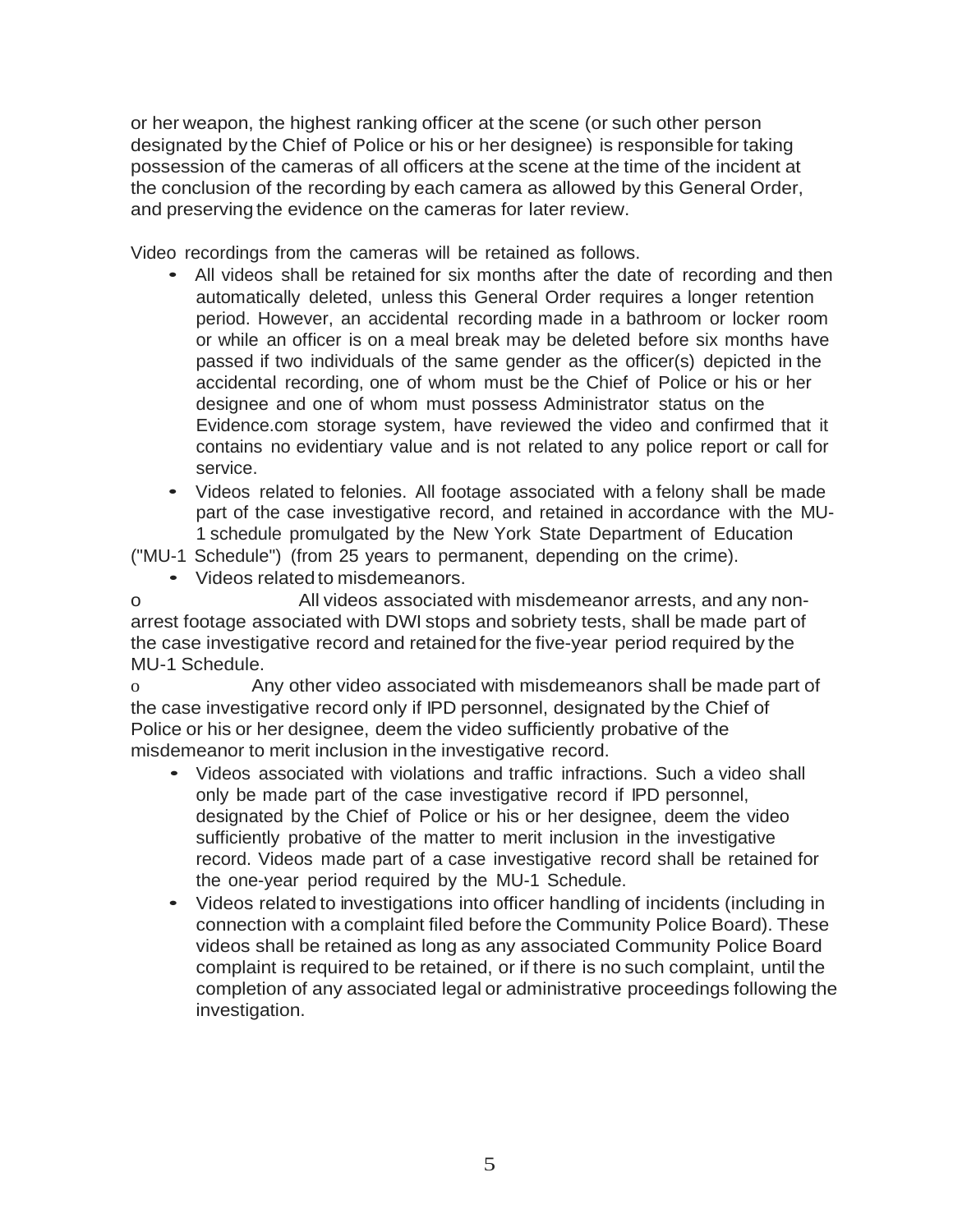or her weapon, the highest ranking officer at the scene (or such other person designated by the Chief of Police or his or her designee) is responsible for taking possession of the cameras of all officers at the scene at the time of the incident at the conclusion of the recording by each camera as allowed by this General Order, and preserving the evidence on the cameras for later review.

Video recordings from the cameras will be retained as follows.

- All videos shall be retained for six months after the date of recording and then automatically deleted, unless this General Order requires a longer retention period. However, an accidental recording made in a bathroom or locker room or while an officer is on a meal break may be deleted before six months have passed if two individuals of the same gender as the officer(s) depicted in the accidental recording, one of whom must be the Chief of Police or his or her designee and one of whom must possess Administrator status on the Evidence.com storage system, have reviewed the video and confirmed that it contains no evidentiary value and is not related to any police report or call for service.
- Videos related to felonies. All footage associated with a felony shall be made part of the case investigative record, and retained in accordance with the MU-1 schedule promulgated by the New York State Department of Education ("MU-1 Schedule") (from 25 years to permanent, depending on the crime).
- Videos related to misdemeanors.
  - All videos associated with misdemeanor arrests, and any non-arrest footage associated with DWI stops and sobriety tests, shall be made part of the case investigative record and retained for the five-year period required by the MU-1 Schedule.
  - Any other video associated with misdemeanors shall be made part of the case investigative record only if IPD personnel, designated by the Chief of Police or his or her designee, deem the video sufficiently probative of the misdemeanor to merit inclusion in the investigative record.
- Videos associated with violations and traffic infractions. Such a video shall only be made part of the case investigative record if IPD personnel, designated by the Chief of Police or his or her designee, deem the video sufficiently probative of the matter to merit inclusion in the investigative record. Videos made part of a case investigative record shall be retained for the one-year period required by the MU-1 Schedule.
- Videos related to investigations into officer handling of incidents (including in connection with a complaint filed before the Community Police Board). These videos shall be retained as long as any associated Community Police Board complaint is required to be retained, or if there is no such complaint, until the completion of any associated legal or administrative proceedings following the investigation.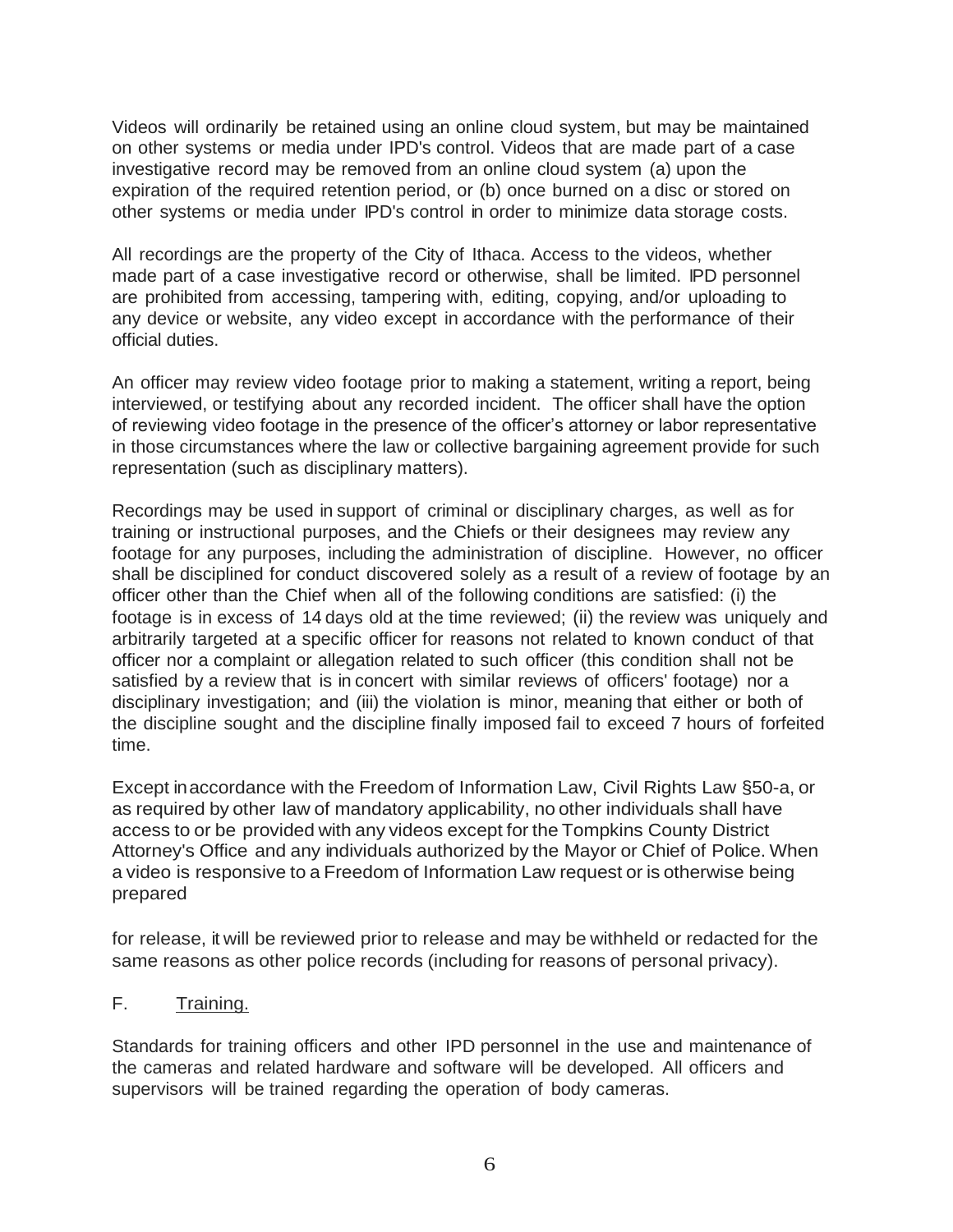Videos will ordinarily be retained using an online cloud system, but may be maintained on other systems or media under IPD's control. Videos that are made part of a case investigative record may be removed from an online cloud system (a) upon the expiration of the required retention period, or (b) once burned on a disc or stored on other systems or media under IPD's control in order to minimize data storage costs.

All recordings are the property of the City of Ithaca. Access to the videos, whether made part of a case investigative record or otherwise, shall be limited. IPD personnel are prohibited from accessing, tampering with, editing, copying, and/or uploading to any device or website, any video except in accordance with the performance of their official duties.

An officer may review video footage prior to making a statement, writing a report, being interviewed, or testifying about any recorded incident. The officer shall have the option of reviewing video footage in the presence of the officer's attorney or labor representative in those circumstances where the law or collective bargaining agreement provide for such representation (such as disciplinary matters).

Recordings may be used in support of criminal or disciplinary charges, as well as for training or instructional purposes, and the Chiefs or their designees may review any footage for any purposes, including the administration of discipline. However, no officer shall be disciplined for conduct discovered solely as a result of a review of footage by an officer other than the Chief when all of the following conditions are satisfied: (i) the footage is in excess of 14 days old at the time reviewed; (ii) the review was uniquely and arbitrarily targeted at a specific officer for reasons not related to known conduct of that officer nor a complaint or allegation related to such officer (this condition shall not be satisfied by a review that is in concert with similar reviews of officers' footage) nor a disciplinary investigation; and (iii) the violation is minor, meaning that either or both of the discipline sought and the discipline finally imposed fail to exceed 7 hours of forfeited time.

Except in accordance with the Freedom of Information Law, Civil Rights Law §50-a, or as required by other law of mandatory applicability, no other individuals shall have access to or be provided with any videos except for the Tompkins County District Attorney's Office and any individuals authorized by the Mayor or Chief of Police. When a video is responsive to a Freedom of Information Law request or is otherwise being prepared

for release, it will be reviewed prior to release and may be withheld or redacted for the same reasons as other police records (including for reasons of personal privacy).

F. Training.

Standards for training officers and other IPD personnel in the use and maintenance of the cameras and related hardware and software will be developed. All officers and supervisors will be trained regarding the operation of body cameras.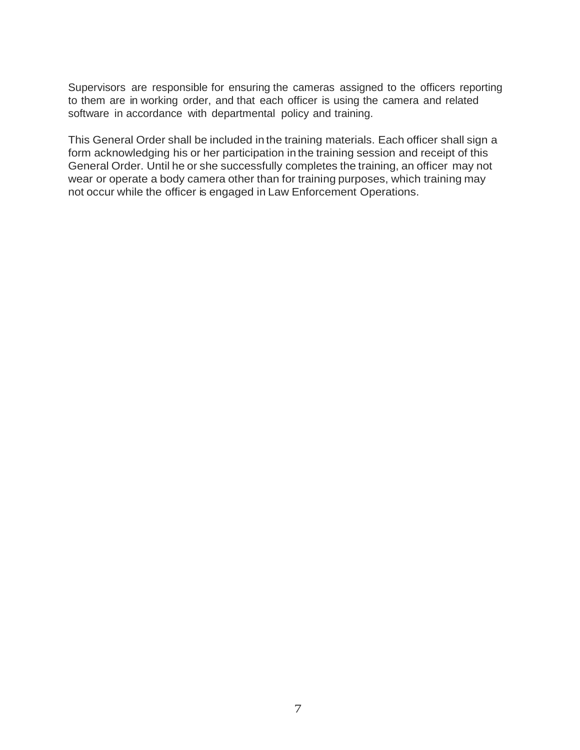Supervisors are responsible for ensuring the cameras assigned to the officers reporting to them are in working order, and that each officer is using the camera and related software in accordance with departmental policy and training.

This General Order shall be included in the training materials. Each officer shall sign a form acknowledging his or her participation in the training session and receipt of this General Order. Until he or she successfully completes the training, an officer may not wear or operate a body camera other than for training purposes, which training may not occur while the officer is engaged in Law Enforcement Operations.